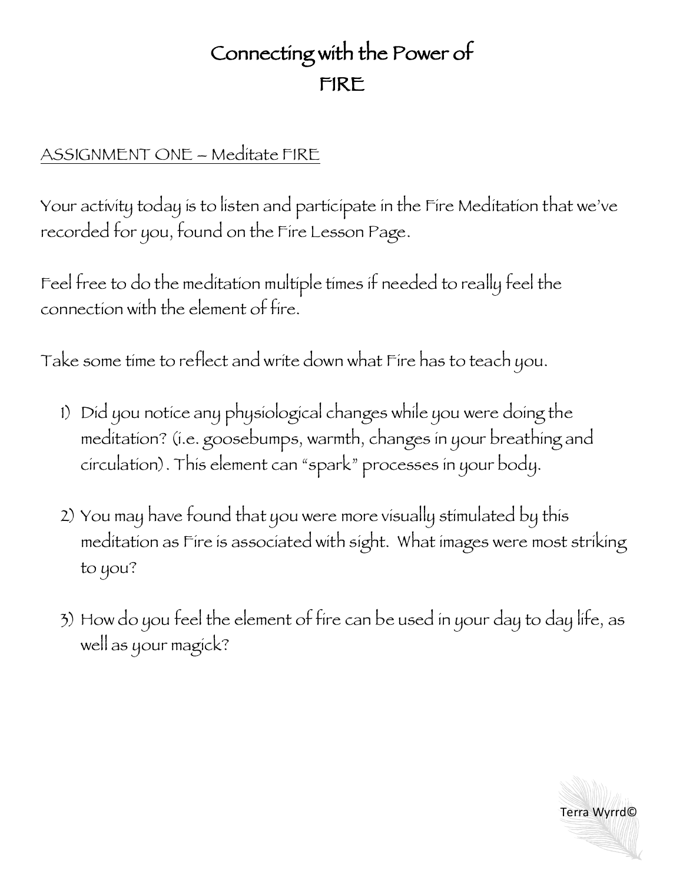# Connecting with the Power of FIRE

ASSIGNMENT ONE – Meditate FIRE

Your activity today is to listen and participate in the Fire Meditation that we've recorded for you, found on the Fire Lesson Page.

Feel free to do the meditation multiple times if needed to really feel the connection with the element of fire.

Take some time to reflect and write down what Fire has to teach you.

1) Did you notice any physiological changes while you were doing the meditation? (i.e. goosebumps, warmth, changes in your breathing and circulation). This element can "spark" processes in your body.

2) You may have found that you were more visually stimulated by this meditation as Fire is associated with sight. What images were most striking to you?

3) How do you feel the element of fire can be used in your day to day life, as well as your magick?

Terra Wyrrd©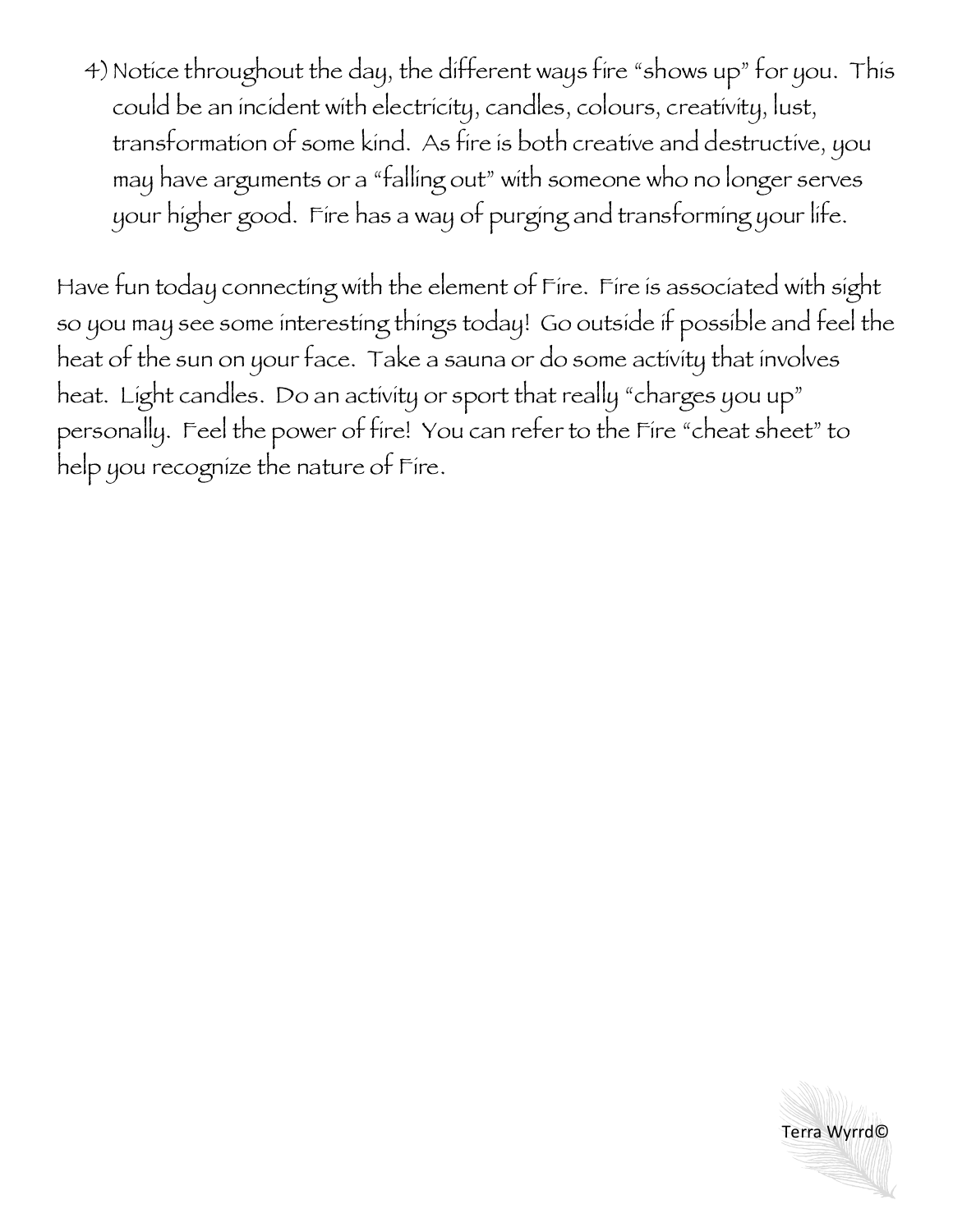4) Notice throughout the day, the different ways fire "shows up" for you. This could be an incident with electricity, candles, colours, creativity, lust, transformation of some kind. As fire is both creative and destructive, you may have arguments or a "falling out" with someone who no longer serves your higher good. Fire has a way of purging and transforming your life.

Have fun today connecting with the element of Fire. Fire is associated with sight so you may see some interesting things today! Go outside if possible and feel the heat of the sun on your face. Take a sauna or do some activity that involves heat. Light candles. Do an activity or sport that really "charges you up" personally. Feel the power of fire! You can refer to the Fire "cheat sheet" to help you recognize the nature of Fire.

Terra Wyrrd©